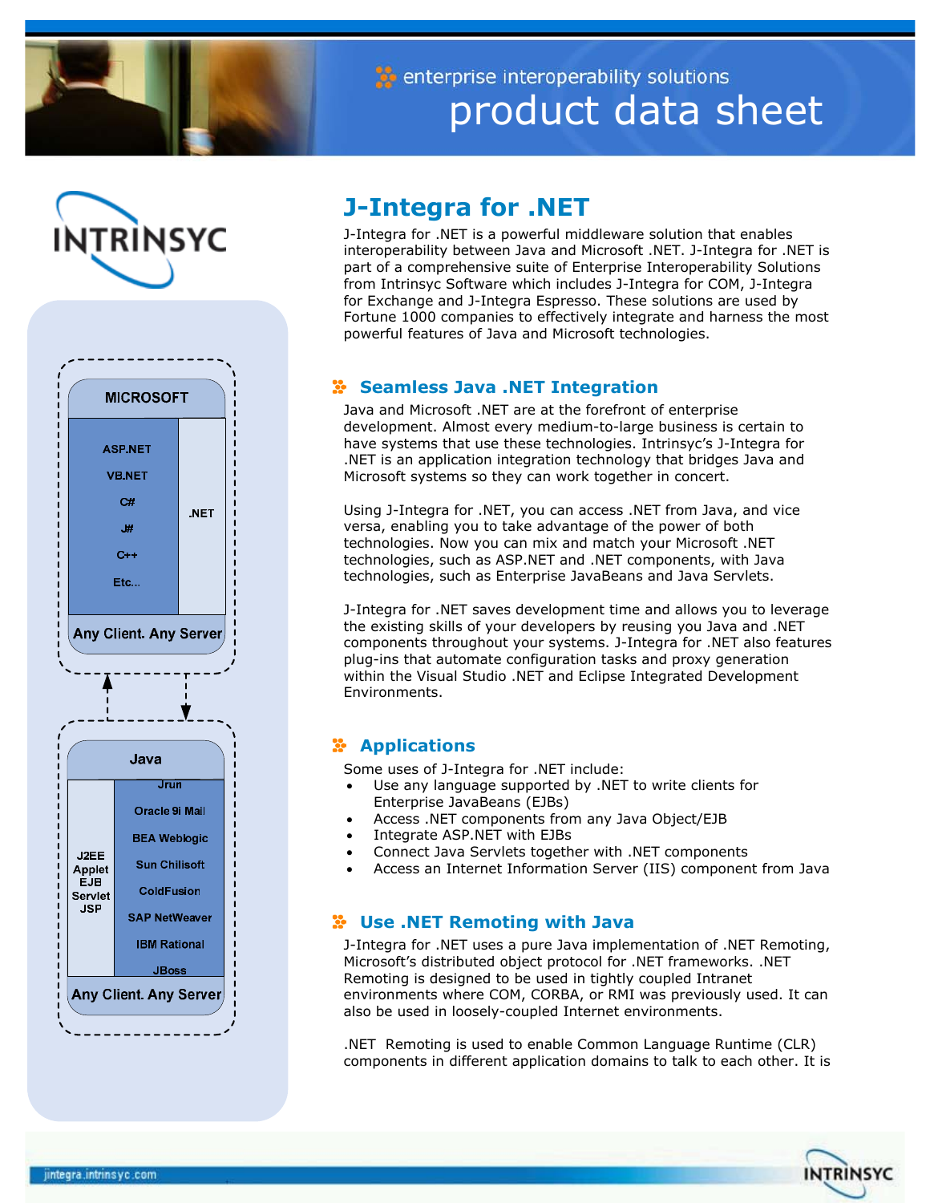enterprise interoperability solutions

product data sheet

INTRINSYC

MICROSOFT

ASP.NET
VB.NET
C#
J#
C++
Etc...

.NET

Any Client. Any Server

Java

J2EE
Applet
EJB
Servlet
JSP

Jrun
Oracle 9i Mail
BEA Weblogic
Sun Chilisoft
ColdFusion
SAP NetWeaver
IBM Rational
JBoss

Any Client. Any Server

# J-Integra for .NET

J-Integra for .NET is a powerful middleware solution that enables interoperability between Java and Microsoft .NET. J-Integra for .NET is part of a comprehensive suite of Enterprise Interoperability Solutions from Intrinsyc Software which includes J-Integra for COM, J-Integra for Exchange and J-Integra Espresso. These solutions are used by Fortune 1000 companies to effectively integrate and harness the most powerful features of Java and Microsoft technologies.

## Seamless Java .NET Integration

Java and Microsoft .NET are at the forefront of enterprise development. Almost every medium-to-large business is certain to have systems that use these technologies. Intrinsyc's J-Integra for .NET is an application integration technology that bridges Java and Microsoft systems so they can work together in concert.

Using J-Integra for .NET, you can access .NET from Java, and vice versa, enabling you to take advantage of the power of both technologies. Now you can mix and match your Microsoft .NET technologies, such as ASP.NET and .NET components, with Java technologies, such as Enterprise JavaBeans and Java Servlets.

J-Integra for .NET saves development time and allows you to leverage the existing skills of your developers by reusing you Java and .NET components throughout your systems. J-Integra for .NET also features plug-ins that automate configuration tasks and proxy generation within the Visual Studio .NET and Eclipse Integrated Development Environments.

## Applications

Some uses of J-Integra for .NET include:

- Use any language supported by .NET to write clients for Enterprise JavaBeans (EJBs)
- Access .NET components from any Java Object/EJB
- Integrate ASP.NET with EJBs
- Connect Java Servlets together with .NET components
- Access an Internet Information Server (IIS) component from Java

## Use .NET Remoting with Java

J-Integra for .NET uses a pure Java implementation of .NET Remoting, Microsoft's distributed object protocol for .NET frameworks. .NET Remoting is designed to be used in tightly coupled Intranet environments where COM, CORBA, or RMI was previously used. It can also be used in loosely-coupled Internet environments.

.NET Remoting is used to enable Common Language Runtime (CLR) components in different application domains to talk to each other. It is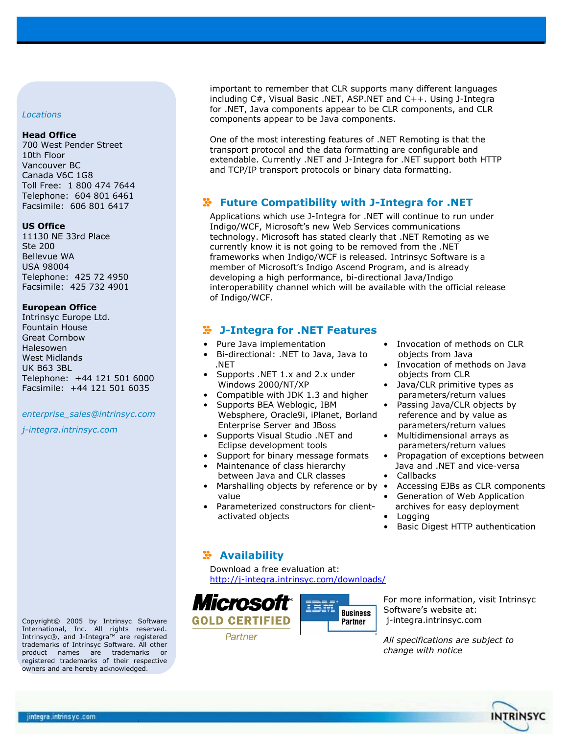important to remember that CLR supports many different languages including C#, Visual Basic .NET, ASP.NET and C++. Using J-Integra for .NET, Java components appear to be CLR components, and CLR components appear to be Java components.

One of the most interesting features of .NET Remoting is that the transport protocol and the data formatting are configurable and extendable. Currently .NET and J-Integra for .NET support both HTTP and TCP/IP transport protocols or binary data formatting.

## Future Compatibility with J-Integra for .NET

Applications which use J-Integra for .NET will continue to run under Indigo/WCF, Microsoft's new Web Services communications technology. Microsoft has stated clearly that .NET Remoting as we currently know it is not going to be removed from the .NET frameworks when Indigo/WCF is released. Intrinsyc Software is a member of Microsoft's Indigo Ascend Program, and is already developing a high performance, bi-directional Java/Indigo interoperability channel which will be available with the official release of Indigo/WCF.

## J-Integra for .NET Features

- Pure Java implementation
- Bi-directional: .NET to Java, Java to .NET
- Supports .NET 1.x and 2.x under Windows 2000/NT/XP
- Compatible with JDK 1.3 and higher
- Supports BEA Weblogic, IBM Websphere, Oracle9i, iPlanet, Borland Enterprise Server and JBoss
- Supports Visual Studio .NET and Eclipse development tools
- Support for binary message formats
- Maintenance of class hierarchy between Java and CLR classes
- Marshalling objects by reference or by value
- Parameterized constructors for client-activated objects
- Invocation of methods on CLR objects from Java
- Invocation of methods on Java objects from CLR
- Java/CLR primitive types as parameters/return values
- Passing Java/CLR objects by reference and by value as parameters/return values
- Multidimensional arrays as parameters/return values
- Propagation of exceptions between Java and .NET and vice-versa
- Callbacks
- Accessing EJBs as CLR components
- Generation of Web Application archives for easy deployment
- Logging
- Basic Digest HTTP authentication

## Availability

Download a free evaluation at:
http://j-integra.intrinsyc.com/downloads/

Microsoft GOLD CERTIFIED Partner

IBM Business Partner

For more information, visit Intrinsyc Software's website at:
j-integra.intrinsyc.com

*All specifications are subject to change with notice*

*Locations*

**Head Office**
700 West Pender Street
10th Floor
Vancouver BC
Canada V6C 1G8
Toll Free: 1 800 474 7644
Telephone: 604 801 6461
Facsimile: 606 801 6417

**US Office**
11130 NE 33rd Place
Ste 200
Bellevue WA
USA 98004
Telephone: 425 72 4950
Facsimile: 425 732 4901

**European Office**
Intrinsyc Europe Ltd.
Fountain House
Great Cornbow
Halesowen
West Midlands
UK B63 3BL
Telephone: +44 121 501 6000
Facsimile: +44 121 501 6035

*enterprise_sales@intrinsyc.com*

*j-integra.intrinsyc.com*

Copyright© 2005 by Intrinsyc Software International, Inc. All rights reserved. Intrinsyc®, and J-Integra™ are registered trademarks of Intrinsyc Software. All other product names are trademarks or registered trademarks of their respective owners and are hereby acknowledged.

jintegra.intrinsyc.com

INTRINSYC